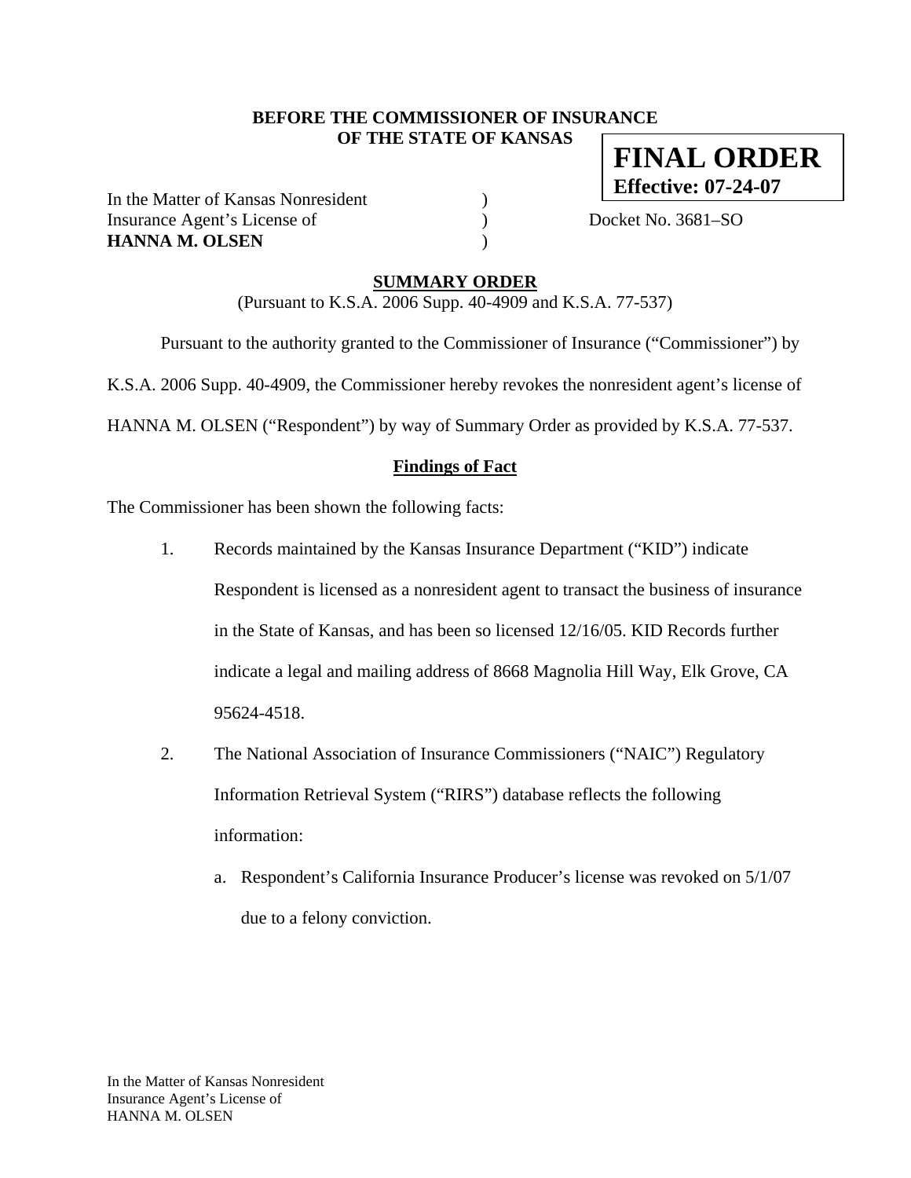**BEFORE THE COMMISSIONER OF INSURANCE OF THE STATE OF KANSAS**

**FINAL ORDER**
**Effective: 07-24-07**

In the Matter of Kansas Nonresident )
Insurance Agent's License of ) Docket No. 3681–SO
**HANNA M. OLSEN** )

## SUMMARY ORDER

(Pursuant to K.S.A. 2006 Supp. 40-4909 and K.S.A. 77-537)

Pursuant to the authority granted to the Commissioner of Insurance ("Commissioner") by K.S.A. 2006 Supp. 40-4909, the Commissioner hereby revokes the nonresident agent's license of HANNA M. OLSEN ("Respondent") by way of Summary Order as provided by K.S.A. 77-537.

### Findings of Fact

The Commissioner has been shown the following facts:

1. Records maintained by the Kansas Insurance Department ("KID") indicate Respondent is licensed as a nonresident agent to transact the business of insurance in the State of Kansas, and has been so licensed 12/16/05. KID Records further indicate a legal and mailing address of 8668 Magnolia Hill Way, Elk Grove, CA 95624-4518.

2. The National Association of Insurance Commissioners ("NAIC") Regulatory Information Retrieval System ("RIRS") database reflects the following information:

    a. Respondent's California Insurance Producer's license was revoked on 5/1/07 due to a felony conviction.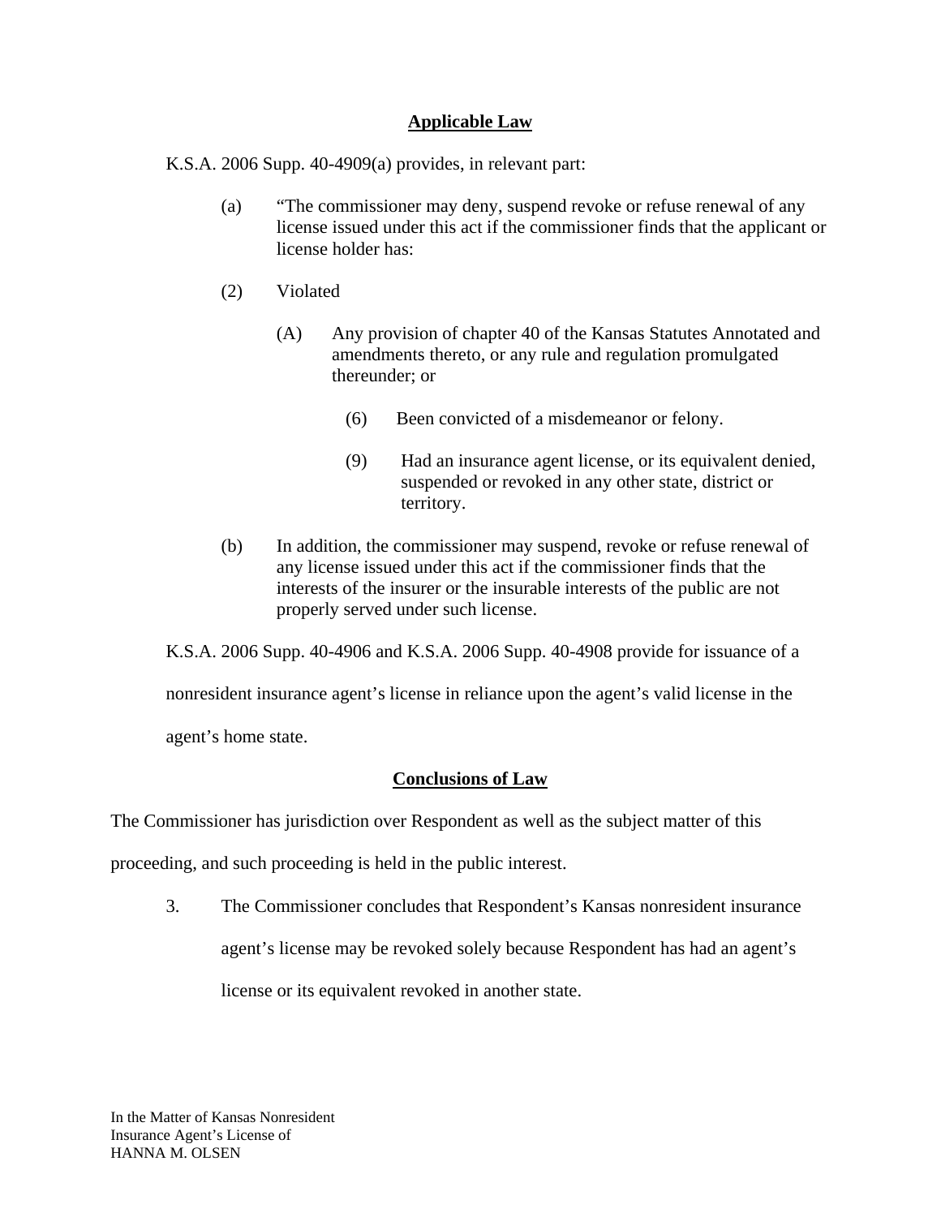## Applicable Law

K.S.A. 2006 Supp. 40-4909(a) provides, in relevant part:

> (a) "The commissioner may deny, suspend revoke or refuse renewal of any license issued under this act if the commissioner finds that the applicant or license holder has:
>
> (2) Violated
>
> > (A) Any provision of chapter 40 of the Kansas Statutes Annotated and amendments thereto, or any rule and regulation promulgated thereunder; or
> >
> > > (6) Been convicted of a misdemeanor or felony.
> > >
> > > (9) Had an insurance agent license, or its equivalent denied, suspended or revoked in any other state, district or territory.
>
> (b) In addition, the commissioner may suspend, revoke or refuse renewal of any license issued under this act if the commissioner finds that the interests of the insurer or the insurable interests of the public are not properly served under such license.

K.S.A. 2006 Supp. 40-4906 and K.S.A. 2006 Supp. 40-4908 provide for issuance of a nonresident insurance agent's license in reliance upon the agent's valid license in the agent's home state.

## Conclusions of Law

The Commissioner has jurisdiction over Respondent as well as the subject matter of this proceeding, and such proceeding is held in the public interest.

3. The Commissioner concludes that Respondent's Kansas nonresident insurance agent's license may be revoked solely because Respondent has had an agent's license or its equivalent revoked in another state.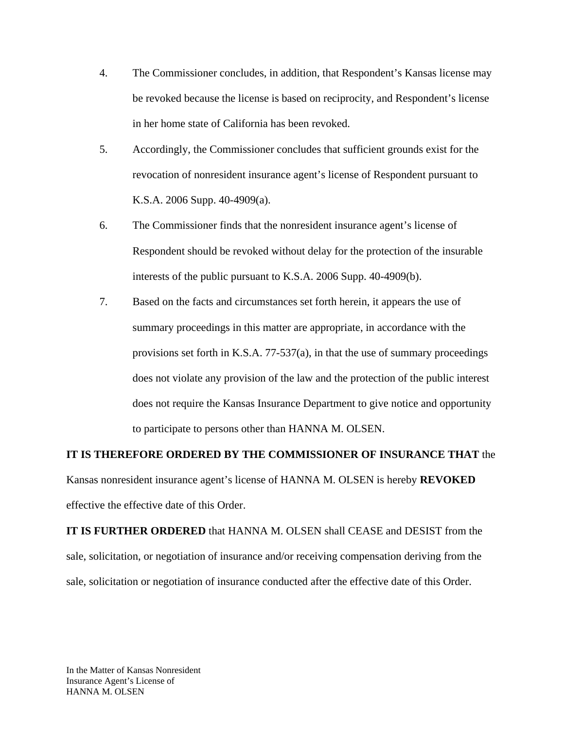4. The Commissioner concludes, in addition, that Respondent's Kansas license may be revoked because the license is based on reciprocity, and Respondent's license in her home state of California has been revoked.

5. Accordingly, the Commissioner concludes that sufficient grounds exist for the revocation of nonresident insurance agent's license of Respondent pursuant to K.S.A. 2006 Supp. 40-4909(a).

6. The Commissioner finds that the nonresident insurance agent's license of Respondent should be revoked without delay for the protection of the insurable interests of the public pursuant to K.S.A. 2006 Supp. 40-4909(b).

7. Based on the facts and circumstances set forth herein, it appears the use of summary proceedings in this matter are appropriate, in accordance with the provisions set forth in K.S.A. 77-537(a), in that the use of summary proceedings does not violate any provision of the law and the protection of the public interest does not require the Kansas Insurance Department to give notice and opportunity to participate to persons other than HANNA M. OLSEN.

**IT IS THEREFORE ORDERED BY THE COMMISSIONER OF INSURANCE THAT** the Kansas nonresident insurance agent's license of HANNA M. OLSEN is hereby **REVOKED** effective the effective date of this Order.

**IT IS FURTHER ORDERED** that HANNA M. OLSEN shall CEASE and DESIST from the sale, solicitation, or negotiation of insurance and/or receiving compensation deriving from the sale, solicitation or negotiation of insurance conducted after the effective date of this Order.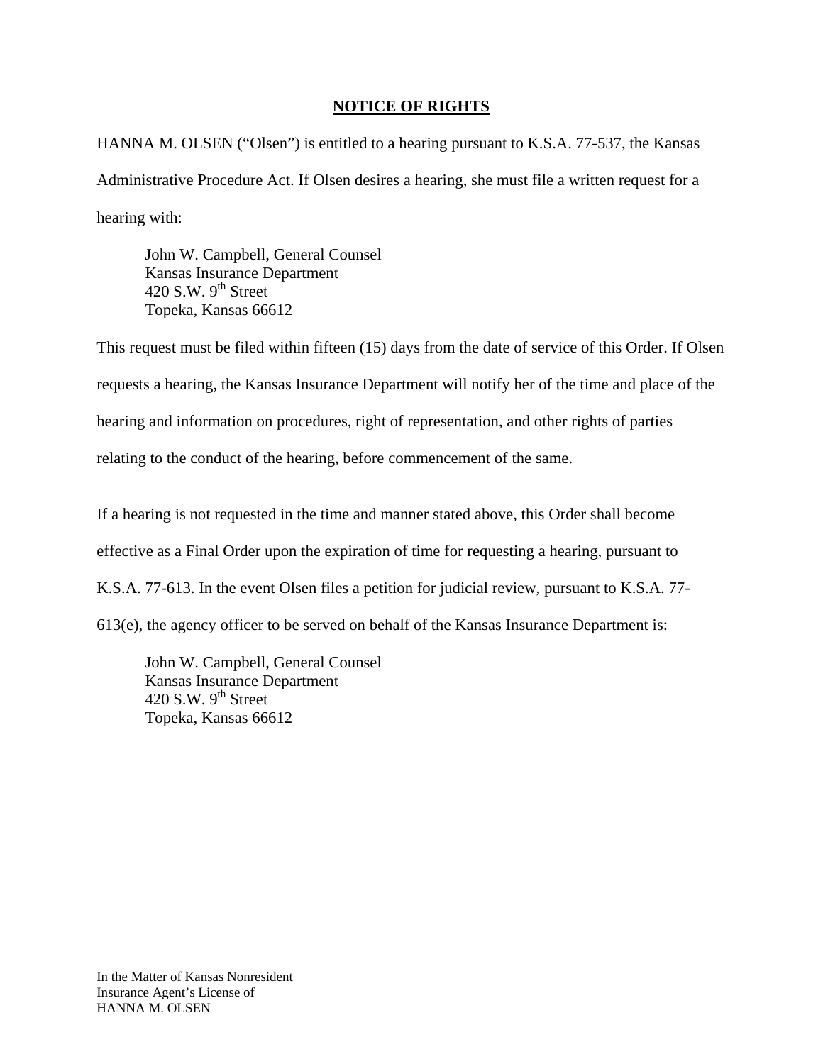## NOTICE OF RIGHTS

HANNA M. OLSEN ("Olsen") is entitled to a hearing pursuant to K.S.A. 77-537, the Kansas Administrative Procedure Act. If Olsen desires a hearing, she must file a written request for a hearing with:

> John W. Campbell, General Counsel  
> Kansas Insurance Department  
> 420 S.W. 9th Street  
> Topeka, Kansas 66612

This request must be filed within fifteen (15) days from the date of service of this Order. If Olsen requests a hearing, the Kansas Insurance Department will notify her of the time and place of the hearing and information on procedures, right of representation, and other rights of parties relating to the conduct of the hearing, before commencement of the same.

If a hearing is not requested in the time and manner stated above, this Order shall become effective as a Final Order upon the expiration of time for requesting a hearing, pursuant to K.S.A. 77-613. In the event Olsen files a petition for judicial review, pursuant to K.S.A. 77-613(e), the agency officer to be served on behalf of the Kansas Insurance Department is:

> John W. Campbell, General Counsel  
> Kansas Insurance Department  
> 420 S.W. 9th Street  
> Topeka, Kansas 66612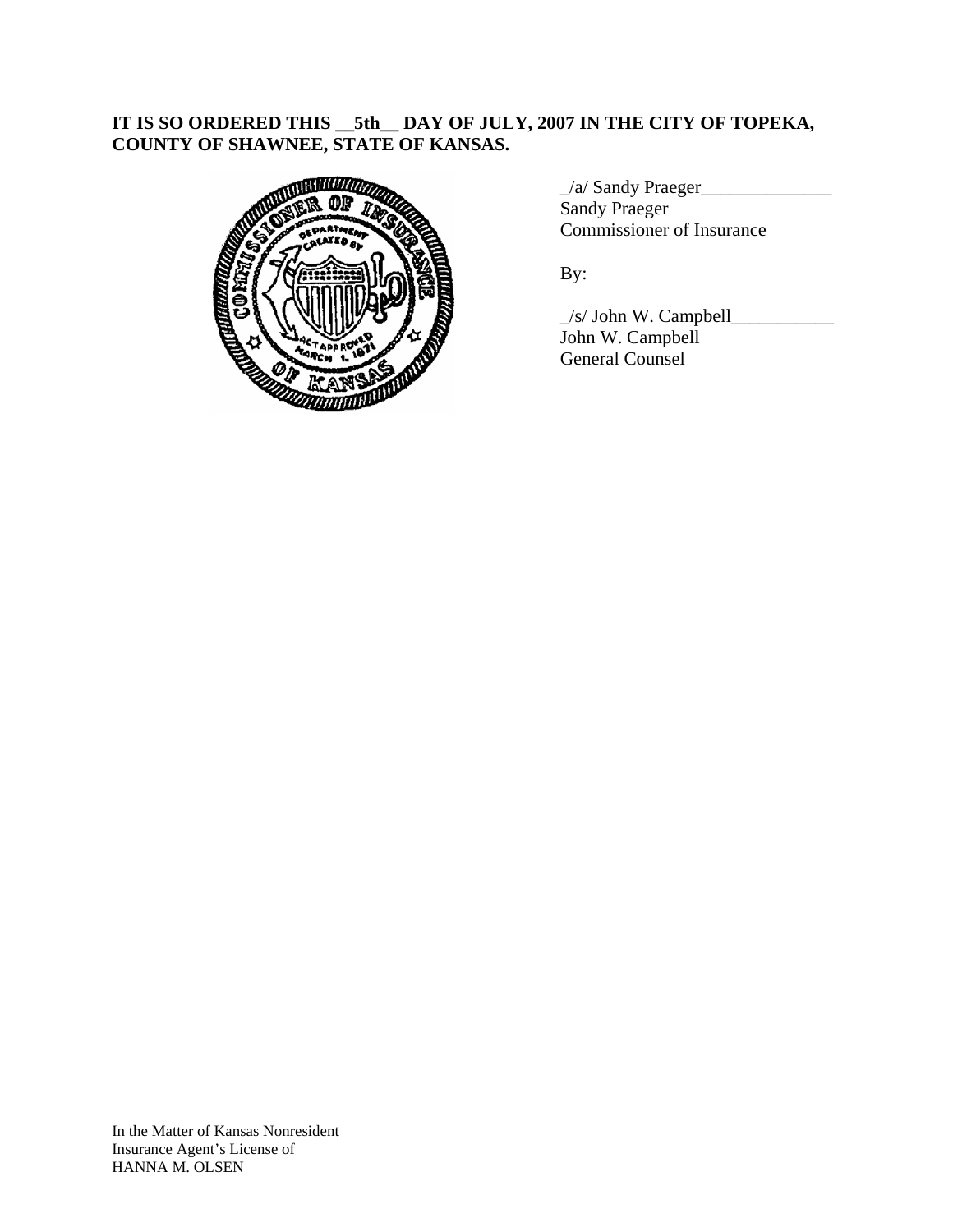**IT IS SO ORDERED THIS __5th__ DAY OF JULY, 2007 IN THE CITY OF TOPEKA, COUNTY OF SHAWNEE, STATE OF KANSAS.**

_/a/ Sandy Praeger______________
Sandy Praeger
Commissioner of Insurance

By:

_/s/ John W. Campbell___________
John W. Campbell
General Counsel

In the Matter of Kansas Nonresident
Insurance Agent's License of
HANNA M. OLSEN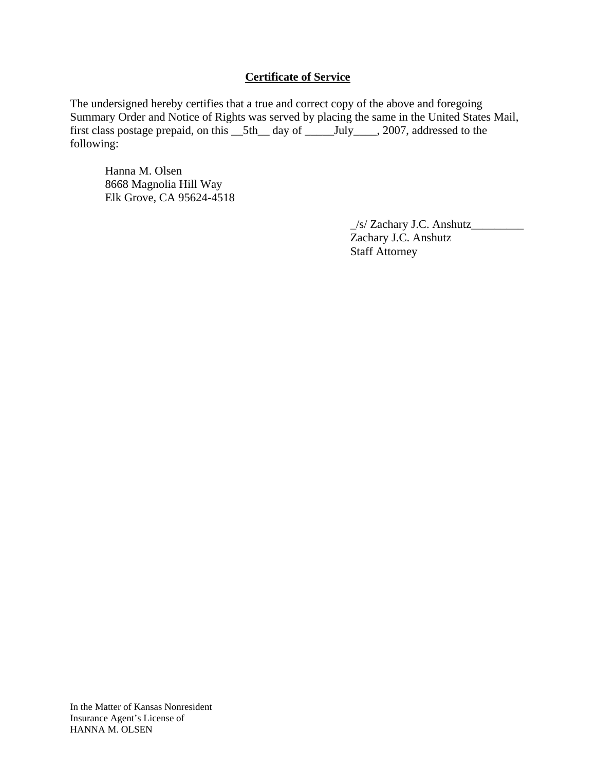**Certificate of Service**

The undersigned hereby certifies that a true and correct copy of the above and foregoing Summary Order and Notice of Rights was served by placing the same in the United States Mail, first class postage prepaid, on this __5th__ day of _____July____, 2007, addressed to the following:

Hanna M. Olsen
8668 Magnolia Hill Way
Elk Grove, CA 95624-4518

_/s/ Zachary J.C. Anshutz_________
Zachary J.C. Anshutz
Staff Attorney

In the Matter of Kansas Nonresident
Insurance Agent's License of
HANNA M. OLSEN